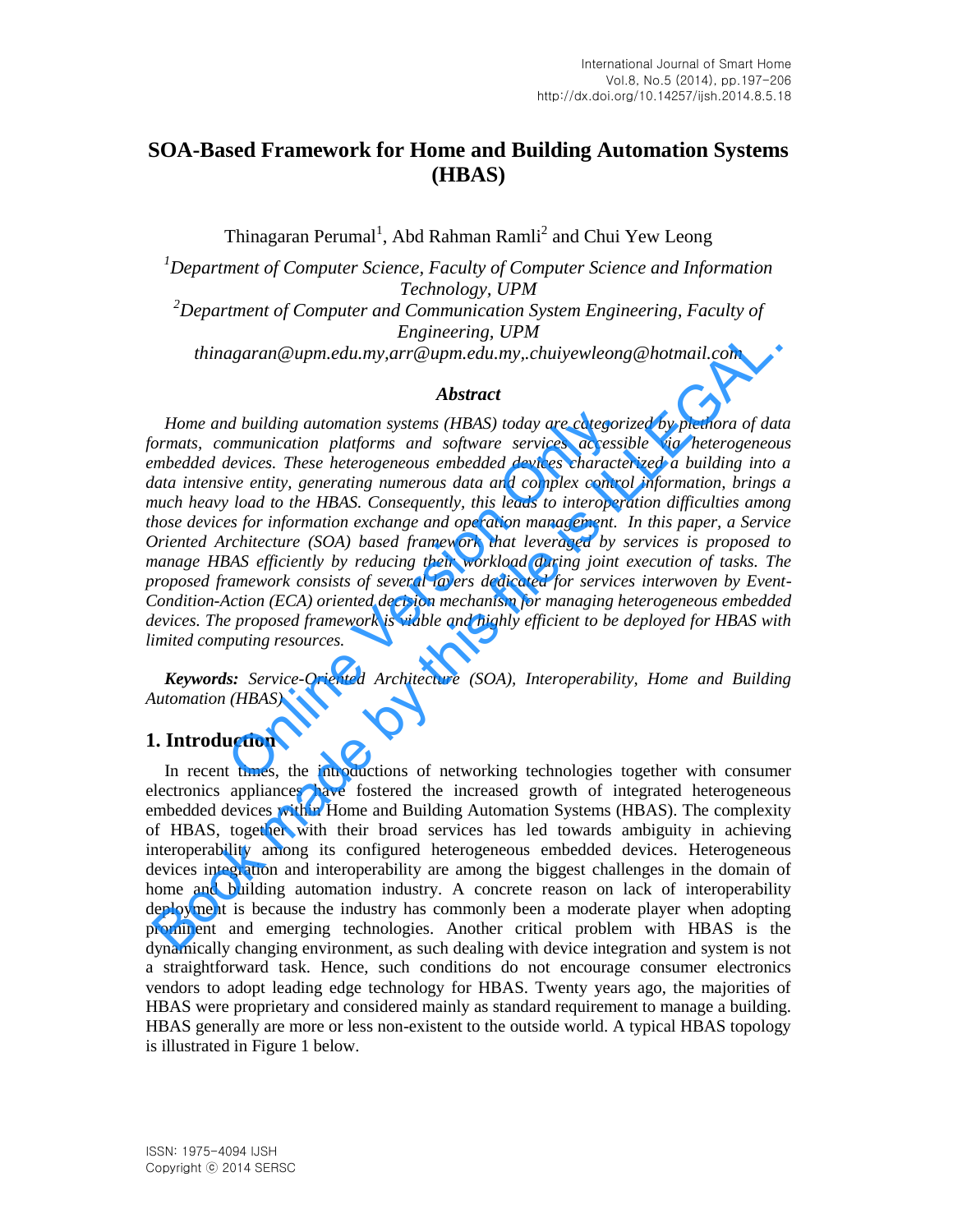# SOA-Based Framework for Home and Building Automation Systems (HBAS)

Thinagaran Perumal[1], Abd Rahman Ramli[2] and Chui Yew Leong

[1]*Department of Computer Science, Faculty of Computer Science and Information Technology, UPM*

[2]*Department of Computer and Communication System Engineering, Faculty of Engineering, UPM*

*thinagaran@upm.edu.my,arr@upm.edu.my,.chuiyewleong@hotmail.com*

### *Abstract*

*Home and building automation systems (HBAS) today are categorized by plethora of data formats, communication platforms and software services accessible via heterogeneous embedded devices. These heterogeneous embedded devices characterized a building into a data intensive entity, generating numerous data and complex control information, brings a much heavy load to the HBAS. Consequently, this leads to interoperation difficulties among those devices for information exchange and operation management. In this paper, a Service Oriented Architecture (SOA) based framework that leveraged by services is proposed to manage HBAS efficiently by reducing their workload during joint execution of tasks. The proposed framework consists of several layers dedicated for services interwoven by Event-Condition-Action (ECA) oriented decision mechanism for managing heterogeneous embedded devices. The proposed framework is viable and highly efficient to be deployed for HBAS with limited computing resources.*

***Keywords:*** *Service-Oriented Architecture (SOA), Interoperability, Home and Building Automation (HBAS)*

## 1. Introduction

In recent times, the introductions of networking technologies together with consumer electronics appliances have fostered the increased growth of integrated heterogeneous embedded devices within Home and Building Automation Systems (HBAS). The complexity of HBAS, together with their broad services has led towards ambiguity in achieving interoperability among its configured heterogeneous embedded devices. Heterogeneous devices integration and interoperability are among the biggest challenges in the domain of home and building automation industry. A concrete reason on lack of interoperability deployment is because the industry has commonly been a moderate player when adopting prominent and emerging technologies. Another critical problem with HBAS is the dynamically changing environment, as such dealing with device integration and system is not a straightforward task. Hence, such conditions do not encourage consumer electronics vendors to adopt leading edge technology for HBAS. Twenty years ago, the majorities of HBAS were proprietary and considered mainly as standard requirement to manage a building. HBAS generally are more or less non-existent to the outside world. A typical HBAS topology is illustrated in Figure 1 below.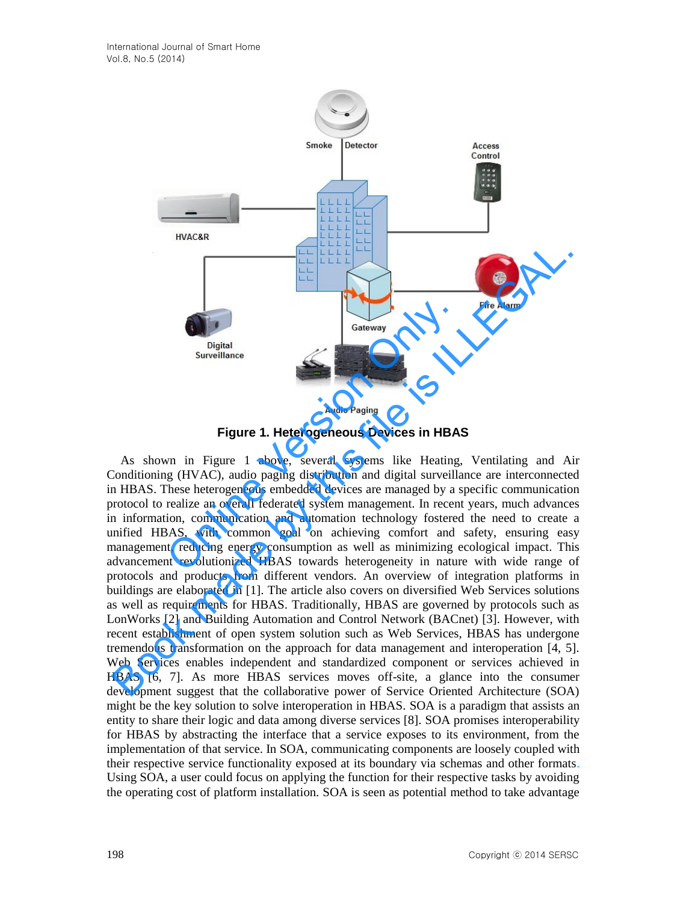**Figure 1. Heterogeneous Devices in HBAS**

As shown in Figure 1 above, several systems like Heating, Ventilating and Air Conditioning (HVAC), audio paging distribution and digital surveillance are interconnected in HBAS. These heterogeneous embedded devices are managed by a specific communication protocol to realize an overall federated system management. In recent years, much advances in information, communication and automation technology fostered the need to create a unified HBAS, with common goal on achieving comfort and safety, ensuring easy management, reducing energy consumption as well as minimizing ecological impact. This advancement revolutionized HBAS towards heterogeneity in nature with wide range of protocols and products from different vendors. An overview of integration platforms in buildings are elaborated in [1]. The article also covers on diversified Web Services solutions as well as requirements for HBAS. Traditionally, HBAS are governed by protocols such as LonWorks [2] and Building Automation and Control Network (BACnet) [3]. However, with recent establishment of open system solution such as Web Services, HBAS has undergone tremendous transformation on the approach for data management and interoperation [4, 5]. Web Services enables independent and standardized component or services achieved in HBAS [6, 7]. As more HBAS services moves off-site, a glance into the consumer development suggest that the collaborative power of Service Oriented Architecture (SOA) might be the key solution to solve interoperation in HBAS. SOA is a paradigm that assists an entity to share their logic and data among diverse services [8]. SOA promises interoperability for HBAS by abstracting the interface that a service exposes to its environment, from the implementation of that service. In SOA, communicating components are loosely coupled with their respective service functionality exposed at its boundary via schemas and other formats. Using SOA, a user could focus on applying the function for their respective tasks by avoiding the operating cost of platform installation. SOA is seen as potential method to take advantage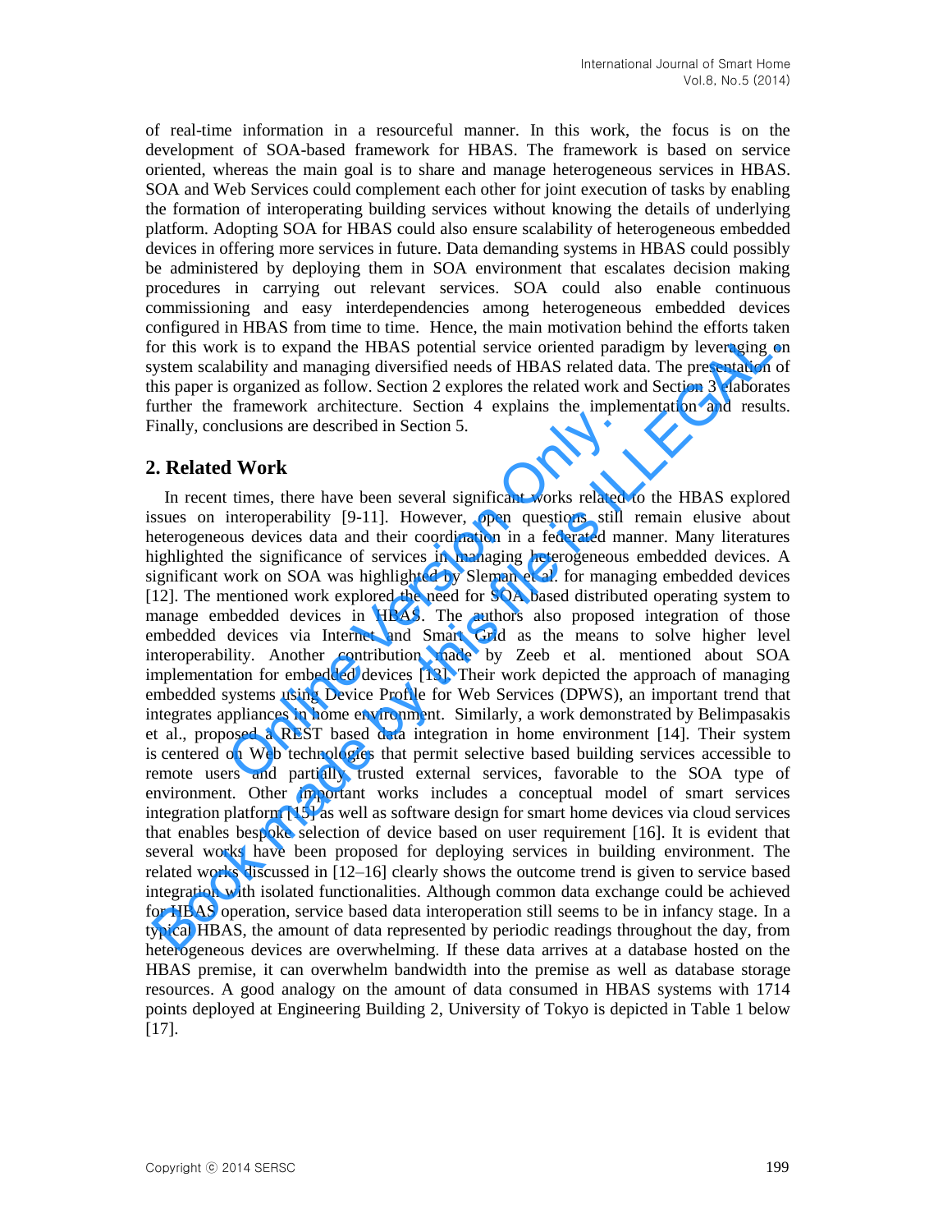of real-time information in a resourceful manner. In this work, the focus is on the development of SOA-based framework for HBAS. The framework is based on service oriented, whereas the main goal is to share and manage heterogeneous services in HBAS. SOA and Web Services could complement each other for joint execution of tasks by enabling the formation of interoperating building services without knowing the details of underlying platform. Adopting SOA for HBAS could also ensure scalability of heterogeneous embedded devices in offering more services in future. Data demanding systems in HBAS could possibly be administered by deploying them in SOA environment that escalates decision making procedures in carrying out relevant services. SOA could also enable continuous commissioning and easy interdependencies among heterogeneous embedded devices configured in HBAS from time to time. Hence, the main motivation behind the efforts taken for this work is to expand the HBAS potential service oriented paradigm by leveraging on system scalability and managing diversified needs of HBAS related data. The presentation of this paper is organized as follow. Section 2 explores the related work and Section 3 elaborates further the framework architecture. Section 4 explains the implementation and results. Finally, conclusions are described in Section 5.

## 2. Related Work

In recent times, there have been several significant works related to the HBAS explored issues on interoperability [9-11]. However, open questions still remain elusive about heterogeneous devices data and their coordination in a federated manner. Many literatures highlighted the significance of services in managing heterogeneous embedded devices. A significant work on SOA was highlighted by Sleman et al. for managing embedded devices [12]. The mentioned work explored the need for SOA based distributed operating system to manage embedded devices in HBAS. The authors also proposed integration of those embedded devices via Internet and Smart Grid as the means to solve higher level interoperability. Another contribution made by Zeeb et al. mentioned about SOA implementation for embedded devices [13]. Their work depicted the approach of managing embedded systems using Device Profile for Web Services (DPWS), an important trend that integrates appliances in home environment. Similarly, a work demonstrated by Belimpasakis et al., proposed a REST based data integration in home environment [14]. Their system is centered on Web technologies that permit selective based building services accessible to remote users and partially trusted external services, favorable to the SOA type of environment. Other important works includes a conceptual model of smart services integration platform [15] as well as software design for smart home devices via cloud services that enables bespoke selection of device based on user requirement [16]. It is evident that several works have been proposed for deploying services in building environment. The related works discussed in [12–16] clearly shows the outcome trend is given to service based integration with isolated functionalities. Although common data exchange could be achieved for HBAS operation, service based data interoperation still seems to be in infancy stage. In a typical HBAS, the amount of data represented by periodic readings throughout the day, from heterogeneous devices are overwhelming. If these data arrives at a database hosted on the HBAS premise, it can overwhelm bandwidth into the premise as well as database storage resources. A good analogy on the amount of data consumed in HBAS systems with 1714 points deployed at Engineering Building 2, University of Tokyo is depicted in Table 1 below [17].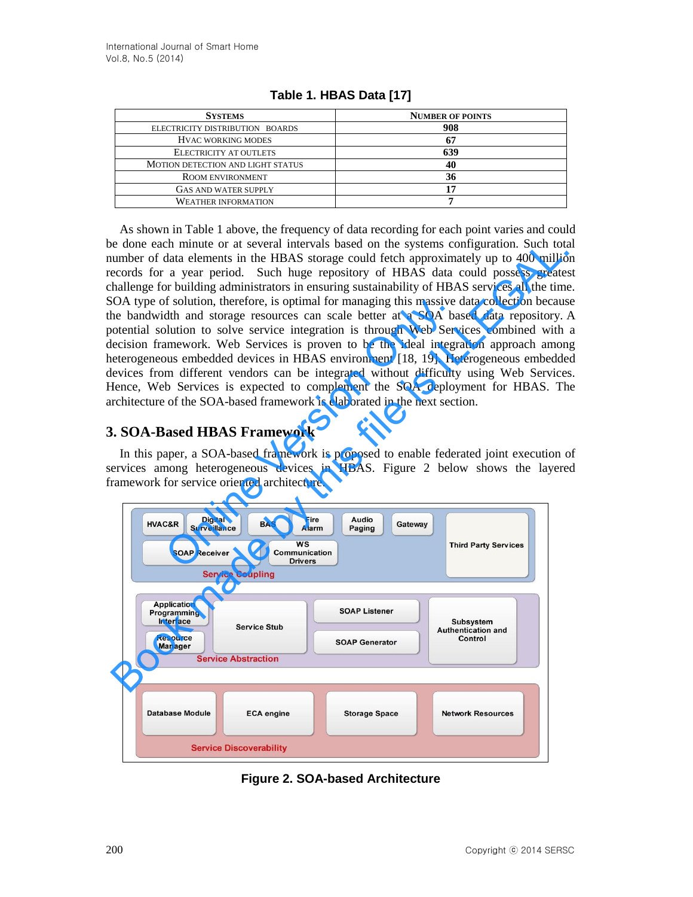**Table 1. HBAS Data [17]**

| Systems | Number of Points |
|---|---|
| Electricity Distribution Boards | 908 |
| HVAC Working Modes | 67 |
| Electricity at Outlets | 639 |
| Motion Detection and Light Status | 40 |
| Room Environment | 36 |
| Gas and Water Supply | 17 |
| Weather Information | 7 |

As shown in Table 1 above, the frequency of data recording for each point varies and could be done each minute or at several intervals based on the systems configuration. Such total number of data elements in the HBAS storage could fetch approximately up to 400 million records for a year period. Such huge repository of HBAS data could possess greatest challenge for building administrators in ensuring sustainability of HBAS services all the time. SOA type of solution, therefore, is optimal for managing this massive data collection because the bandwidth and storage resources can scale better at a SOA based data repository. A potential solution to solve service integration is through Web Services combined with a decision framework. Web Services is proven to be the ideal integration approach among heterogeneous embedded devices in HBAS environment [18, 19]. Heterogeneous embedded devices from different vendors can be integrated without difficulty using Web Services. Hence, Web Services is expected to complement the SOA deployment for HBAS. The architecture of the SOA-based framework is elaborated in the next section.

## 3. SOA-Based HBAS Framework

In this paper, a SOA-based framework is proposed to enable federated joint execution of services among heterogeneous devices in HBAS. Figure 2 below shows the layered framework for service oriented architecture.

**Figure 2. SOA-based Architecture**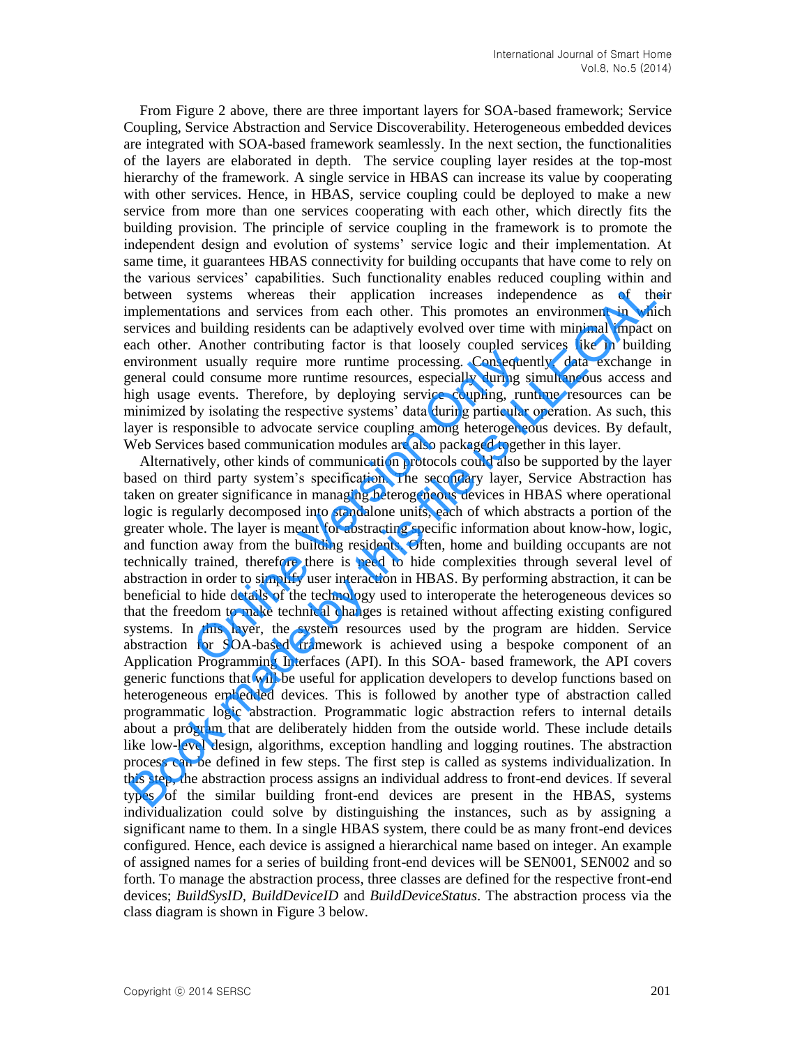From Figure 2 above, there are three important layers for SOA-based framework; Service Coupling, Service Abstraction and Service Discoverability. Heterogeneous embedded devices are integrated with SOA-based framework seamlessly. In the next section, the functionalities of the layers are elaborated in depth. The service coupling layer resides at the top-most hierarchy of the framework. A single service in HBAS can increase its value by cooperating with other services. Hence, in HBAS, service coupling could be deployed to make a new service from more than one services cooperating with each other, which directly fits the building provision. The principle of service coupling in the framework is to promote the independent design and evolution of systems' service logic and their implementation. At same time, it guarantees HBAS connectivity for building occupants that have come to rely on the various services' capabilities. Such functionality enables reduced coupling within and between systems whereas their application increases independence as of their implementations and services from each other. This promotes an environment in which services and building residents can be adaptively evolved over time with minimal impact on each other. Another contributing factor is that loosely coupled services like in building environment usually require more runtime processing. Consequently, data exchange in general could consume more runtime resources, especially during simultaneous access and high usage events. Therefore, by deploying service coupling, runtime resources can be minimized by isolating the respective systems' data during particular operation. As such, this layer is responsible to advocate service coupling among heterogeneous devices. By default, Web Services based communication modules are also packaged together in this layer.

Alternatively, other kinds of communication protocols could also be supported by the layer based on third party system's specification. The secondary layer, Service Abstraction has taken on greater significance in managing heterogeneous devices in HBAS where operational logic is regularly decomposed into standalone units, each of which abstracts a portion of the greater whole. The layer is meant for abstracting specific information about know-how, logic, and function away from the building residents. Often, home and building occupants are not technically trained, therefore there is need to hide complexities through several level of abstraction in order to simplify user interaction in HBAS. By performing abstraction, it can be beneficial to hide details of the technology used to interoperate the heterogeneous devices so that the freedom to make technical changes is retained without affecting existing configured systems. In this layer, the system resources used by the program are hidden. Service abstraction for SOA-based framework is achieved using a bespoke component of an Application Programming Interfaces (API). In this SOA- based framework, the API covers generic functions that will be useful for application developers to develop functions based on heterogeneous embedded devices. This is followed by another type of abstraction called programmatic logic abstraction. Programmatic logic abstraction refers to internal details about a program that are deliberately hidden from the outside world. These include details like low-level design, algorithms, exception handling and logging routines. The abstraction process can be defined in few steps. The first step is called as systems individualization. In this step, the abstraction process assigns an individual address to front-end devices. If several types of the similar building front-end devices are present in the HBAS, systems individualization could solve by distinguishing the instances, such as by assigning a significant name to them. In a single HBAS system, there could be as many front-end devices configured. Hence, each device is assigned a hierarchical name based on integer. An example of assigned names for a series of building front-end devices will be SEN001, SEN002 and so forth. To manage the abstraction process, three classes are defined for the respective front-end devices; *BuildSysID*, *BuildDeviceID* and *BuildDeviceStatus*. The abstraction process via the class diagram is shown in Figure 3 below.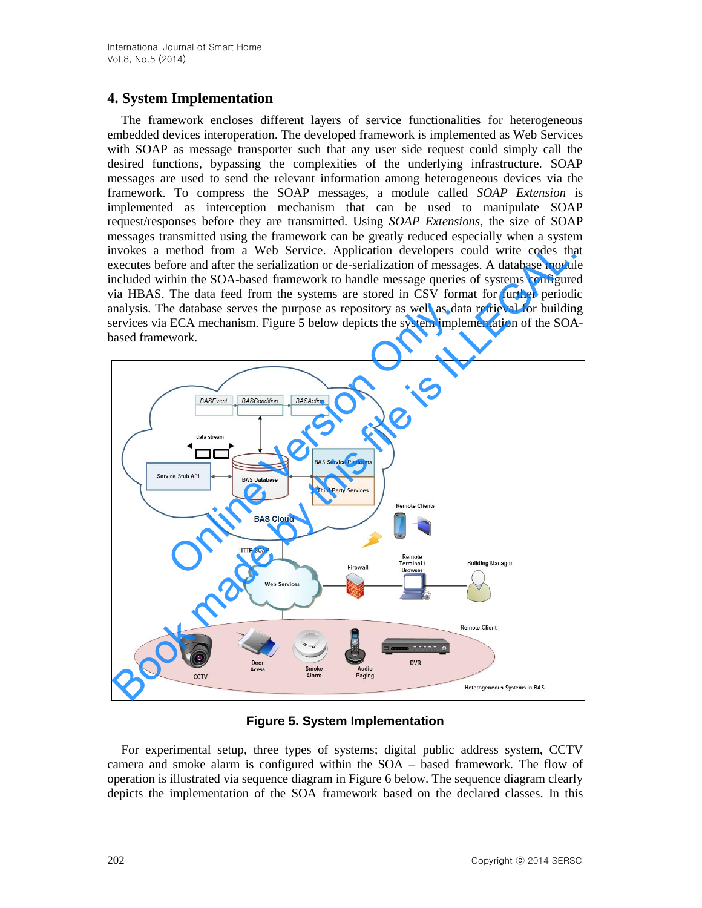## 4. System Implementation

The framework encloses different layers of service functionalities for heterogeneous embedded devices interoperation. The developed framework is implemented as Web Services with SOAP as message transporter such that any user side request could simply call the desired functions, bypassing the complexities of the underlying infrastructure. SOAP messages are used to send the relevant information among heterogeneous devices via the framework. To compress the SOAP messages, a module called *SOAP Extension* is implemented as interception mechanism that can be used to manipulate SOAP request/responses before they are transmitted. Using *SOAP Extensions*, the size of SOAP messages transmitted using the framework can be greatly reduced especially when a system invokes a method from a Web Service. Application developers could write codes that executes before and after the serialization or de-serialization of messages. A database module included within the SOA-based framework to handle message queries of systems configured via HBAS. The data feed from the systems are stored in CSV format for further periodic analysis. The database serves the purpose as repository as well as data retrieval for building services via ECA mechanism. Figure 5 below depicts the system implementation of the SOA-based framework.

**Figure 5. System Implementation**

For experimental setup, three types of systems; digital public address system, CCTV camera and smoke alarm is configured within the SOA – based framework. The flow of operation is illustrated via sequence diagram in Figure 6 below. The sequence diagram clearly depicts the implementation of the SOA framework based on the declared classes. In this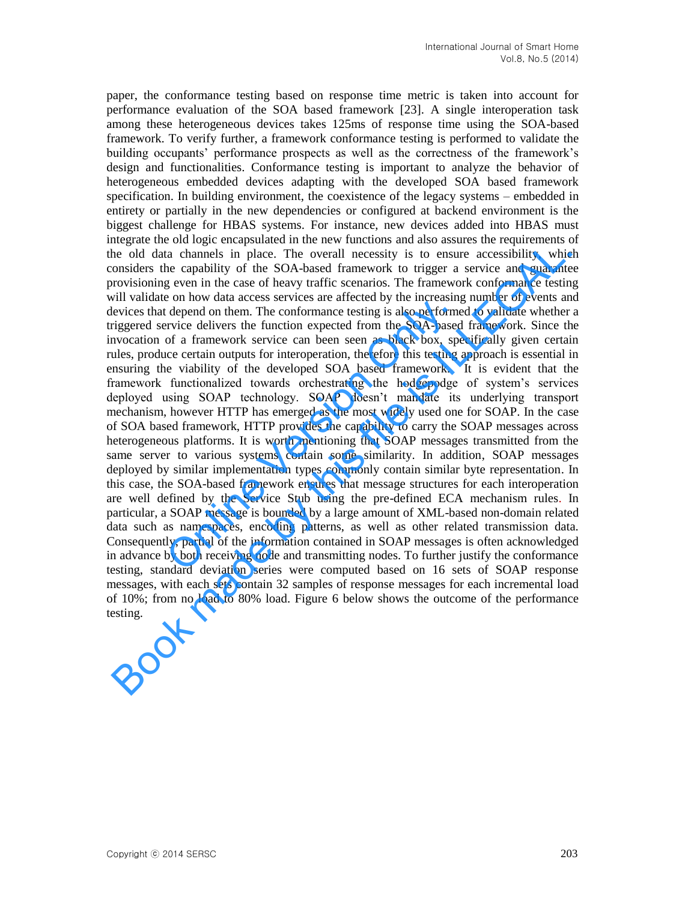paper, the conformance testing based on response time metric is taken into account for performance evaluation of the SOA based framework [23]. A single interoperation task among these heterogeneous devices takes 125ms of response time using the SOA-based framework. To verify further, a framework conformance testing is performed to validate the building occupants' performance prospects as well as the correctness of the framework's design and functionalities. Conformance testing is important to analyze the behavior of heterogeneous embedded devices adapting with the developed SOA based framework specification. In building environment, the coexistence of the legacy systems – embedded in entirety or partially in the new dependencies or configured at backend environment is the biggest challenge for HBAS systems. For instance, new devices added into HBAS must integrate the old logic encapsulated in the new functions and also assures the requirements of the old data channels in place. The overall necessity is to ensure accessibility, which considers the capability of the SOA-based framework to trigger a service and guarantee provisioning even in the case of heavy traffic scenarios. The framework conformance testing will validate on how data access services are affected by the increasing number of events and devices that depend on them. The conformance testing is also performed to validate whether a triggered service delivers the function expected from the SOA-based framework. Since the invocation of a framework service can been seen as black box, specifically given certain rules, produce certain outputs for interoperation, therefore this testing approach is essential in ensuring the viability of the developed SOA based framework. It is evident that the framework functionalized towards orchestrating the hodgepodge of system's services deployed using SOAP technology. SOAP doesn't mandate its underlying transport mechanism, however HTTP has emerged as the most widely used one for SOAP. In the case of SOA based framework, HTTP provides the capability to carry the SOAP messages across heterogeneous platforms. It is worth mentioning that SOAP messages transmitted from the same server to various systems contain some similarity. In addition, SOAP messages deployed by similar implementation types commonly contain similar byte representation. In this case, the SOA-based framework ensures that message structures for each interoperation are well defined by the Service Stub using the pre-defined ECA mechanism rules. In particular, a SOAP message is bounded by a large amount of XML-based non-domain related data such as namespaces, encoding patterns, as well as other related transmission data. Consequently, partial of the information contained in SOAP messages is often acknowledged in advance by both receiving node and transmitting nodes. To further justify the conformance testing, standard deviation series were computed based on 16 sets of SOAP response messages, with each sets contain 32 samples of response messages for each incremental load of 10%; from no load to 80% load. Figure 6 below shows the outcome of the performance testing.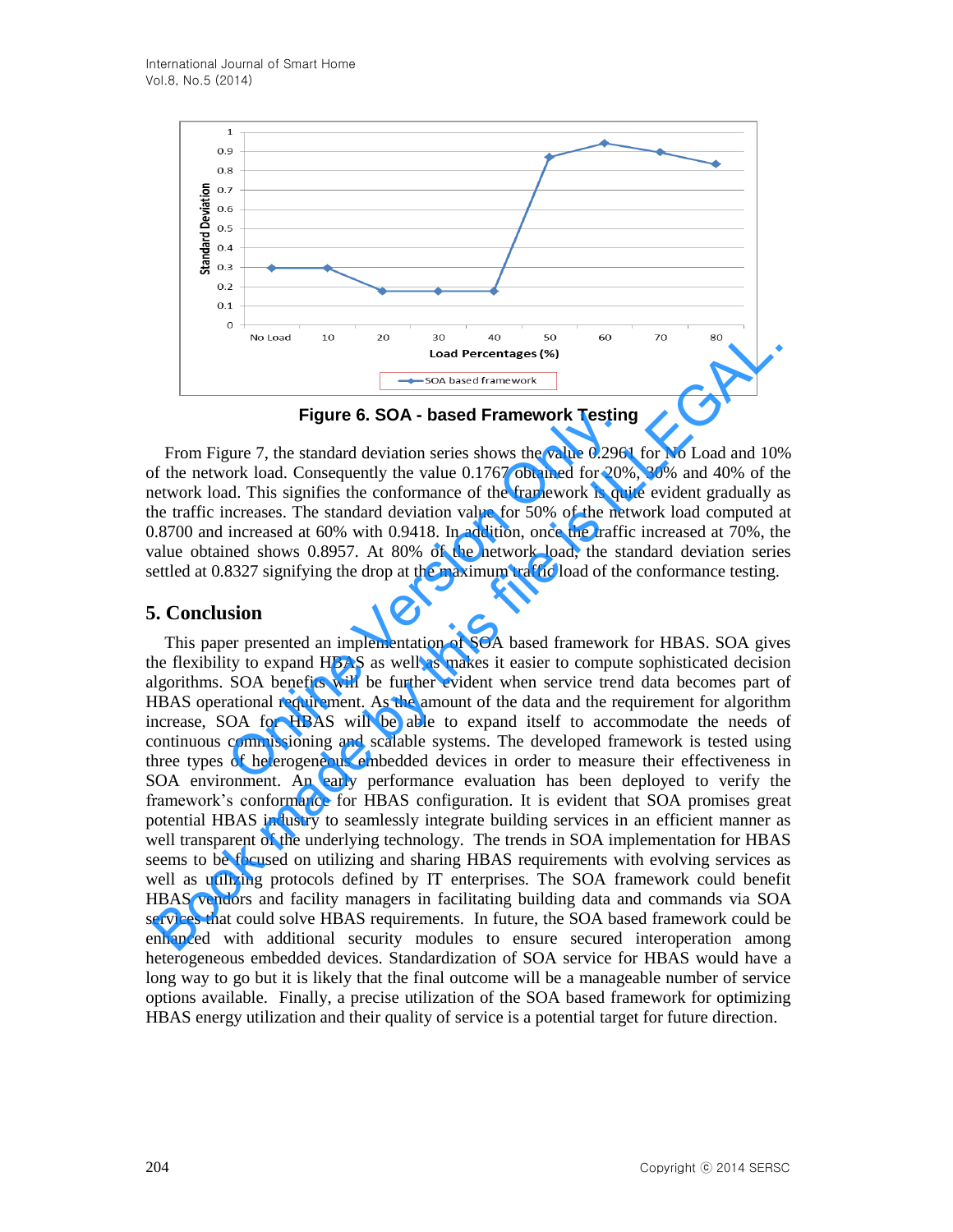Figure 6. SOA - based Framework Testing

From Figure 7, the standard deviation series shows the value 0.2961 for No Load and 10% of the network load. Consequently the value 0.1767 obtained for 20%, 30% and 40% of the network load. This signifies the conformance of the framework is quite evident gradually as the traffic increases. The standard deviation value for 50% of the network load computed at 0.8700 and increased at 60% with 0.9418. In addition, once the traffic increased at 70%, the value obtained shows 0.8957. At 80% of the network load, the standard deviation series settled at 0.8327 signifying the drop at the maximum traffic load of the conformance testing.

## 5. Conclusion

This paper presented an implementation of SOA based framework for HBAS. SOA gives the flexibility to expand HBAS as well as makes it easier to compute sophisticated decision algorithms. SOA benefits will be further evident when service trend data becomes part of HBAS operational requirement. As the amount of the data and the requirement for algorithm increase, SOA for HBAS will be able to expand itself to accommodate the needs of continuous commissioning and scalable systems. The developed framework is tested using three types of heterogeneous embedded devices in order to measure their effectiveness in SOA environment. An early performance evaluation has been deployed to verify the framework's conformance for HBAS configuration. It is evident that SOA promises great potential HBAS industry to seamlessly integrate building services in an efficient manner as well transparent of the underlying technology. The trends in SOA implementation for HBAS seems to be focused on utilizing and sharing HBAS requirements with evolving services as well as utilizing protocols defined by IT enterprises. The SOA framework could benefit HBAS vendors and facility managers in facilitating building data and commands via SOA services that could solve HBAS requirements. In future, the SOA based framework could be enhanced with additional security modules to ensure secured interoperation among heterogeneous embedded devices. Standardization of SOA service for HBAS would have a long way to go but it is likely that the final outcome will be a manageable number of service options available. Finally, a precise utilization of the SOA based framework for optimizing HBAS energy utilization and their quality of service is a potential target for future direction.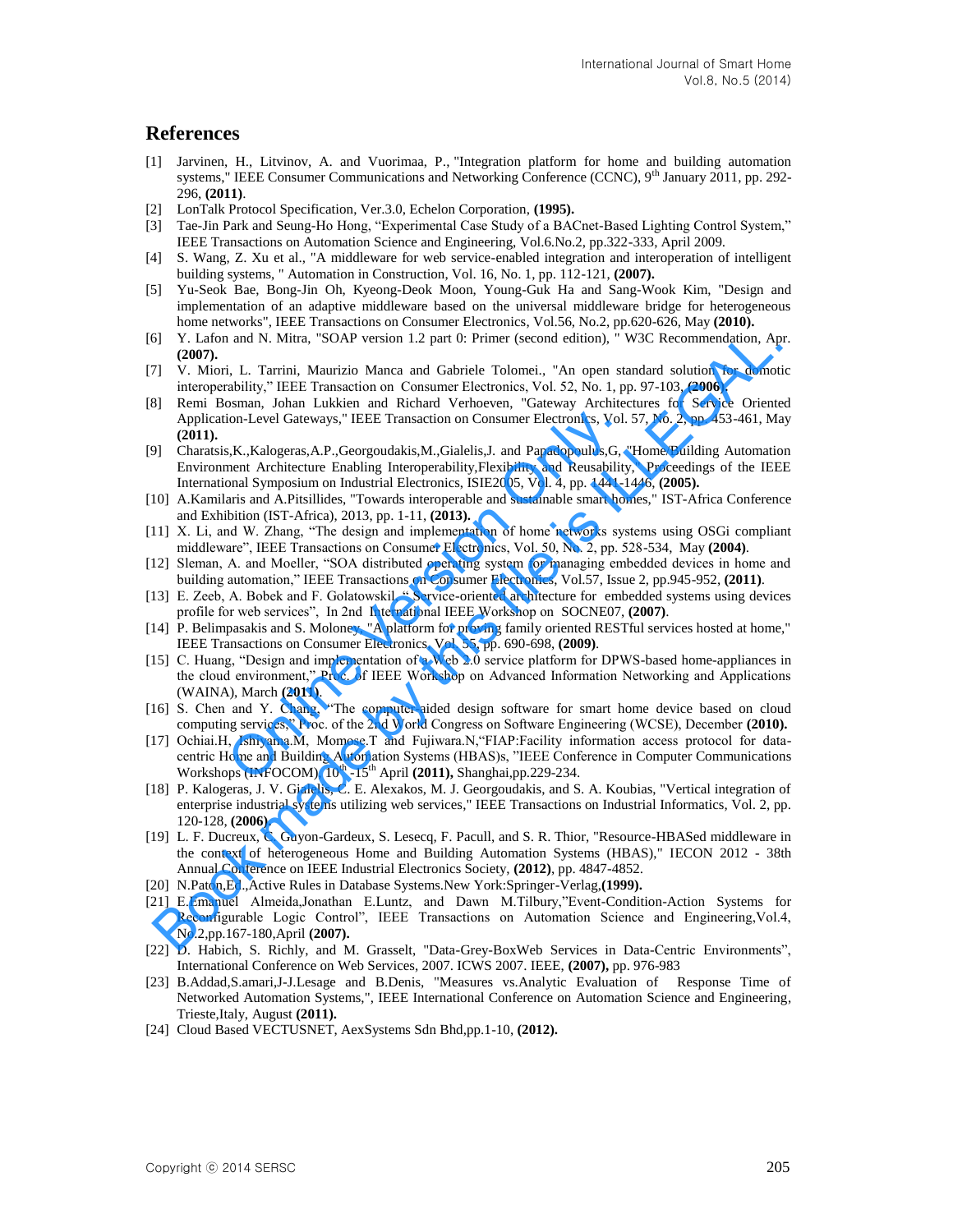## References

[1] Jarvinen, H., Litvinov, A. and Vuorimaa, P., "Integration platform for home and building automation systems," IEEE Consumer Communications and Networking Conference (CCNC), 9th January 2011, pp. 292-296, **(2011)**.

[2] LonTalk Protocol Specification, Ver.3.0, Echelon Corporation, **(1995).**

[3] Tae-Jin Park and Seung-Ho Hong, "Experimental Case Study of a BACnet-Based Lighting Control System," IEEE Transactions on Automation Science and Engineering, Vol.6.No.2, pp.322-333, April 2009.

[4] S. Wang, Z. Xu et al., "A middleware for web service-enabled integration and interoperation of intelligent building systems, " Automation in Construction, Vol. 16, No. 1, pp. 112-121, **(2007).**

[5] Yu-Seok Bae, Bong-Jin Oh, Kyeong-Deok Moon, Young-Guk Ha and Sang-Wook Kim, "Design and implementation of an adaptive middleware based on the universal middleware bridge for heterogeneous home networks", IEEE Transactions on Consumer Electronics, Vol.56, No.2, pp.620-626, May **(2010).**

[6] Y. Lafon and N. Mitra, "SOAP version 1.2 part 0: Primer (second edition), " W3C Recommendation, Apr. **(2007).**

[7] V. Miori, L. Tarrini, Maurizio Manca and Gabriele Tolomei., "An open standard solution for domotic interoperability," IEEE Transaction on Consumer Electronics, Vol. 52, No. 1, pp. 97-103, **(2006)**.

[8] Remi Bosman, Johan Lukkien and Richard Verhoeven, "Gateway Architectures for Service Oriented Application-Level Gateways," IEEE Transaction on Consumer Electronics, Vol. 57, No. 2, pp. 453-461, May **(2011).**

[9] Charatsis,K.,Kalogeras,A.P.,Georgoudakis,M.,Gialelis,J. and Papadopoulus,G, "Home/Building Automation Environment Architecture Enabling Interoperability,Flexibility and Reusability," Proceedings of the IEEE International Symposium on Industrial Electronics, ISIE2005, Vol. 4, pp. 1441-1446, **(2005).**

[10] A.Kamilaris and A.Pitsillides, "Towards interoperable and sustainable smart homes," IST-Africa Conference and Exhibition (IST-Africa), 2013, pp. 1-11, **(2013).**

[11] X. Li, and W. Zhang, "The design and implementation of home networks systems using OSGi compliant middleware", IEEE Transactions on Consumer Electronics, Vol. 50, No. 2, pp. 528-534, May **(2004)**.

[12] Sleman, A. and Moeller, "SOA distributed operating system for managing embedded devices in home and building automation," IEEE Transactions on Consumer Electronics, Vol.57, Issue 2, pp.945-952, **(2011)**.

[13] E. Zeeb, A. Bobek and F. Golatowskil, " Service-oriented architecture for embedded systems using devices profile for web services", In 2nd International IEEE Workshop on SOCNE07, **(2007)**.

[14] P. Belimpasakis and S. Moloney, "A platform for proving family oriented RESTful services hosted at home," IEEE Transactions on Consumer Electronics, Vol. 55, pp. 690-698, **(2009)**.

[15] C. Huang, "Design and implementation of a Web 2.0 service platform for DPWS-based home-appliances in the cloud environment," Proc. of IEEE Workshop on Advanced Information Networking and Applications (WAINA), March **(2011)**.

[16] S. Chen and Y. Chang, "The computer aided design software for smart home device based on cloud computing services," Proc. of the 2nd World Congress on Software Engineering (WCSE), December **(2010).**

[17] Ochiai.H, Ishiyama.M, Momose.T and Fujiwara.N,"FIAP:Facility information access protocol for data-centric Home and Building Automation Systems (HBAS)s, "IEEE Conference in Computer Communications Workshops (INFOCOM) 10th -15th April **(2011),** Shanghai,pp.229-234.

[18] P. Kalogeras, J. V. Gialelis, C. E. Alexakos, M. J. Georgoudakis, and S. A. Koubias, "Vertical integration of enterprise industrial systems utilizing web services," IEEE Transactions on Industrial Informatics, Vol. 2, pp. 120-128, **(2006)**.

[19] L. F. Ducreux, C. Guyon-Gardeux, S. Lesecq, F. Pacull, and S. R. Thior, "Resource-HBASed middleware in the context of heterogeneous Home and Building Automation Systems (HBAS)," IECON 2012 - 38th Annual Conference on IEEE Industrial Electronics Society, **(2012)**, pp. 4847-4852.

[20] N.Paton,Ed.,Active Rules in Database Systems.New York:Springer-Verlag,**(1999).**

[21] E.Emanuel Almeida,Jonathan E.Luntz, and Dawn M.Tilbury,"Event-Condition-Action Systems for Reconfigurable Logic Control", IEEE Transactions on Automation Science and Engineering,Vol.4, No.2,pp.167-180,April **(2007).**

[22] D. Habich, S. Richly, and M. Grasselt, "Data-Grey-BoxWeb Services in Data-Centric Environments", International Conference on Web Services, 2007. ICWS 2007. IEEE, **(2007),** pp. 976-983

[23] B.Addad,S.amari,J-J.Lesage and B.Denis, "Measures vs.Analytic Evaluation of Response Time of Networked Automation Systems,", IEEE International Conference on Automation Science and Engineering, Trieste,Italy, August **(2011).**

[24] Cloud Based VECTUSNET, AexSystems Sdn Bhd,pp.1-10, **(2012).**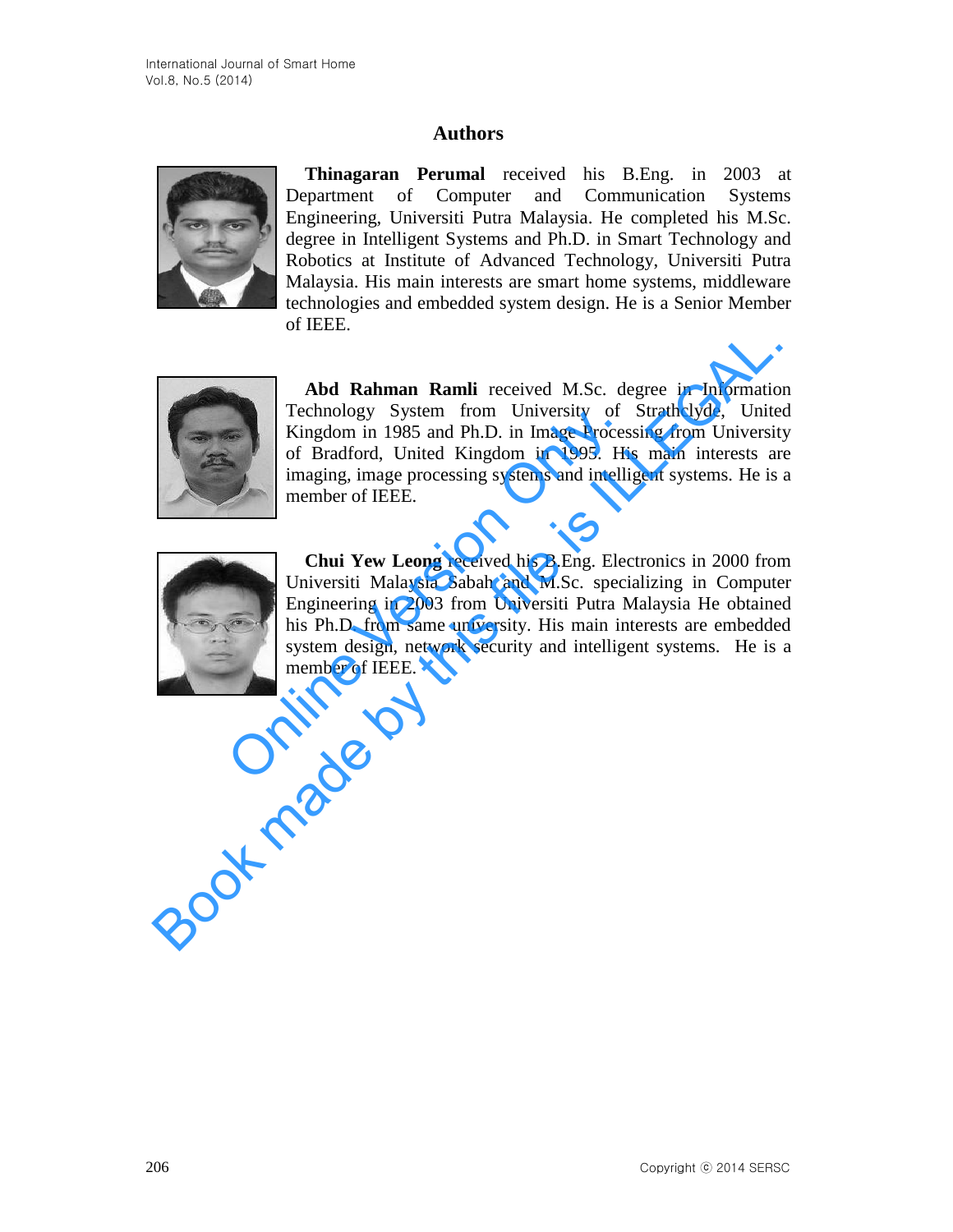## Authors

**Thinagaran Perumal** received his B.Eng. in 2003 at Department of Computer and Communication Systems Engineering, Universiti Putra Malaysia. He completed his M.Sc. degree in Intelligent Systems and Ph.D. in Smart Technology and Robotics at Institute of Advanced Technology, Universiti Putra Malaysia. His main interests are smart home systems, middleware technologies and embedded system design. He is a Senior Member of IEEE.

**Abd Rahman Ramli** received M.Sc. degree in Information Technology System from University of Strathclyde, United Kingdom in 1985 and Ph.D. in Image Processing from University of Bradford, United Kingdom in 1995. His main interests are imaging, image processing systems and intelligent systems. He is a member of IEEE.

**Chui Yew Leong** received his B.Eng. Electronics in 2000 from Universiti Malaysia Sabah and M.Sc. specializing in Computer Engineering in 2003 from Universiti Putra Malaysia He obtained his Ph.D. from same university. His main interests are embedded system design, network security and intelligent systems. He is a member of IEEE.